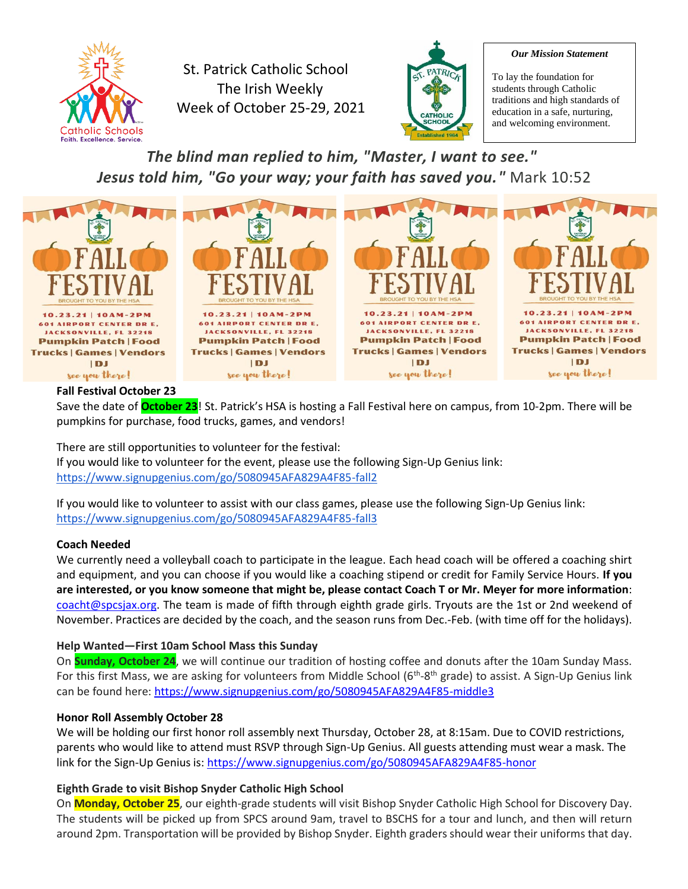St. Patrick Catholic School
The Irish Weekly
Week of October 25-29, 2021

***Our Mission Statement***

To lay the foundation for students through Catholic traditions and high standards of education in a safe, nurturing, and welcoming environment.

***The blind man replied to him, "Master, I want to see." Jesus told him, "Go your way; your faith has saved you."*** Mark 10:52

FALL FESTIVAL
BROUGHT TO YOU BY THE HSA
10.23.21 | 10AM-2PM
601 AIRPORT CENTER DR E, JACKSONVILLE, FL 32218
Pumpkin Patch | Food Trucks | Games | Vendors | DJ
see you there!

**Fall Festival October 23**

Save the date of **October 23**! St. Patrick's HSA is hosting a Fall Festival here on campus, from 10-2pm. There will be pumpkins for purchase, food trucks, games, and vendors!

There are still opportunities to volunteer for the festival:
If you would like to volunteer for the event, please use the following Sign-Up Genius link:
https://www.signupgenius.com/go/5080945AFA829A4F85-fall2

If you would like to volunteer to assist with our class games, please use the following Sign-Up Genius link:
https://www.signupgenius.com/go/5080945AFA829A4F85-fall3

**Coach Needed**

We currently need a volleyball coach to participate in the league. Each head coach will be offered a coaching shirt and equipment, and you can choose if you would like a coaching stipend or credit for Family Service Hours. **If you are interested, or you know someone that might be, please contact Coach T or Mr. Meyer for more information**: coacht@spcsjax.org. The team is made of fifth through eighth grade girls. Tryouts are the 1st or 2nd weekend of November. Practices are decided by the coach, and the season runs from Dec.-Feb. (with time off for the holidays).

**Help Wanted—First 10am School Mass this Sunday**

On **Sunday, October 24**, we will continue our tradition of hosting coffee and donuts after the 10am Sunday Mass. For this first Mass, we are asking for volunteers from Middle School (6th-8th grade) to assist. A Sign-Up Genius link can be found here: https://www.signupgenius.com/go/5080945AFA829A4F85-middle3

**Honor Roll Assembly October 28**

We will be holding our first honor roll assembly next Thursday, October 28, at 8:15am. Due to COVID restrictions, parents who would like to attend must RSVP through Sign-Up Genius. All guests attending must wear a mask. The link for the Sign-Up Genius is: https://www.signupgenius.com/go/5080945AFA829A4F85-honor

**Eighth Grade to visit Bishop Snyder Catholic High School**

On **Monday, October 25**, our eighth-grade students will visit Bishop Snyder Catholic High School for Discovery Day. The students will be picked up from SPCS around 9am, travel to BSCHS for a tour and lunch, and then will return around 2pm. Transportation will be provided by Bishop Snyder. Eighth graders should wear their uniforms that day.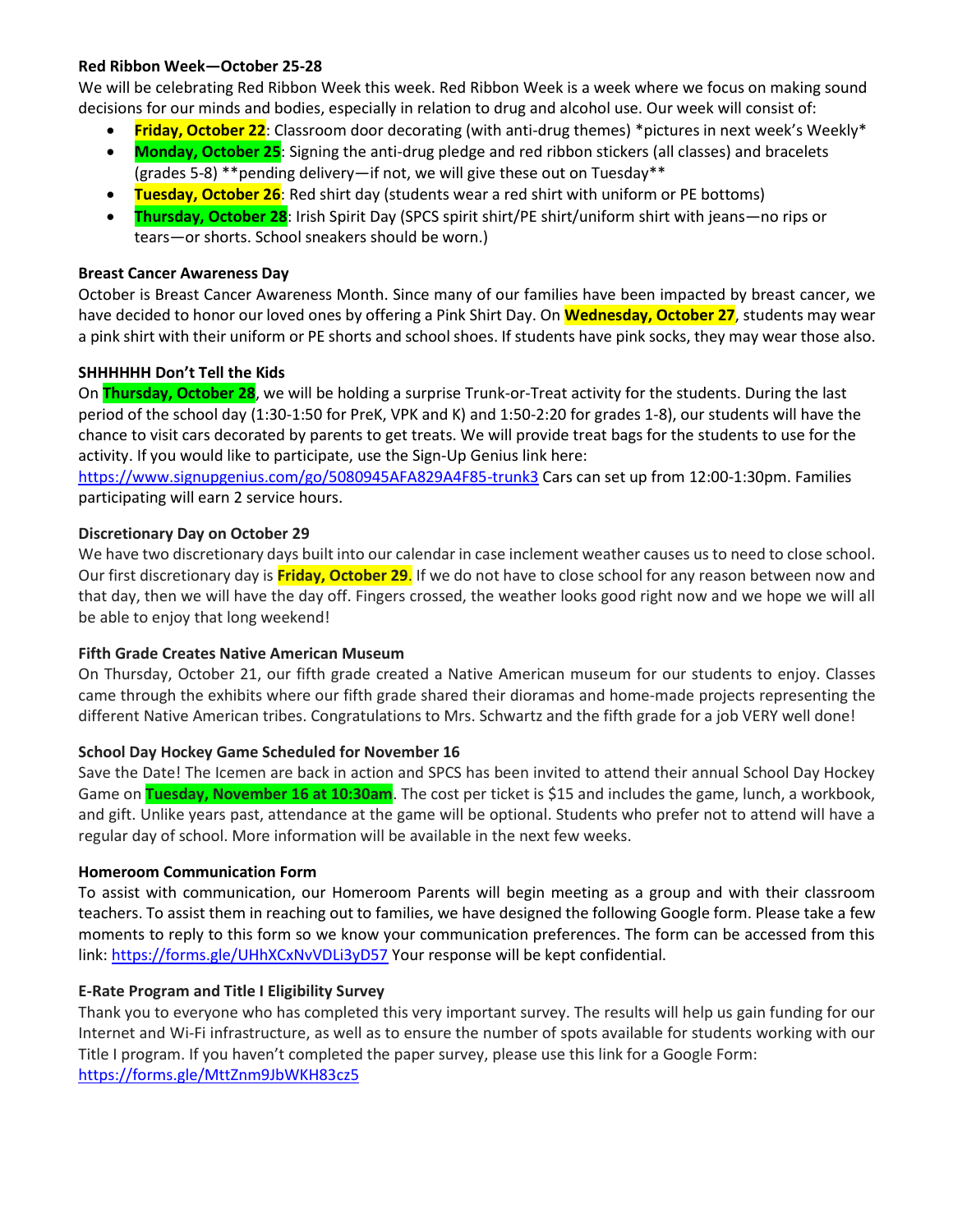**Red Ribbon Week—October 25-28**

We will be celebrating Red Ribbon Week this week. Red Ribbon Week is a week where we focus on making sound decisions for our minds and bodies, especially in relation to drug and alcohol use. Our week will consist of:

- **Friday, October 22**: Classroom door decorating (with anti-drug themes) *pictures in next week's Weekly*
- **Monday, October 25**: Signing the anti-drug pledge and red ribbon stickers (all classes) and bracelets (grades 5-8) **pending delivery—if not, we will give these out on Tuesday**
- **Tuesday, October 26**: Red shirt day (students wear a red shirt with uniform or PE bottoms)
- **Thursday, October 28**: Irish Spirit Day (SPCS spirit shirt/PE shirt/uniform shirt with jeans—no rips or tears—or shorts. School sneakers should be worn.)

**Breast Cancer Awareness Day**

October is Breast Cancer Awareness Month. Since many of our families have been impacted by breast cancer, we have decided to honor our loved ones by offering a Pink Shirt Day. On **Wednesday, October 27**, students may wear a pink shirt with their uniform or PE shorts and school shoes. If students have pink socks, they may wear those also.

**SHHHHHH Don't Tell the Kids**

On **Thursday, October 28**, we will be holding a surprise Trunk-or-Treat activity for the students. During the last period of the school day (1:30-1:50 for PreK, VPK and K) and 1:50-2:20 for grades 1-8), our students will have the chance to visit cars decorated by parents to get treats. We will provide treat bags for the students to use for the activity. If you would like to participate, use the Sign-Up Genius link here: https://www.signupgenius.com/go/5080945AFA829A4F85-trunk3 Cars can set up from 12:00-1:30pm. Families participating will earn 2 service hours.

**Discretionary Day on October 29**

We have two discretionary days built into our calendar in case inclement weather causes us to need to close school. Our first discretionary day is **Friday, October 29**. If we do not have to close school for any reason between now and that day, then we will have the day off. Fingers crossed, the weather looks good right now and we hope we will all be able to enjoy that long weekend!

**Fifth Grade Creates Native American Museum**

On Thursday, October 21, our fifth grade created a Native American museum for our students to enjoy. Classes came through the exhibits where our fifth grade shared their dioramas and home-made projects representing the different Native American tribes. Congratulations to Mrs. Schwartz and the fifth grade for a job VERY well done!

**School Day Hockey Game Scheduled for November 16**

Save the Date! The Icemen are back in action and SPCS has been invited to attend their annual School Day Hockey Game on **Tuesday, November 16 at 10:30am**. The cost per ticket is $15 and includes the game, lunch, a workbook, and gift. Unlike years past, attendance at the game will be optional. Students who prefer not to attend will have a regular day of school. More information will be available in the next few weeks.

**Homeroom Communication Form**

To assist with communication, our Homeroom Parents will begin meeting as a group and with their classroom teachers. To assist them in reaching out to families, we have designed the following Google form. Please take a few moments to reply to this form so we know your communication preferences. The form can be accessed from this link: https://forms.gle/UHhXCxNvVDLi3yD57 Your response will be kept confidential.

**E-Rate Program and Title I Eligibility Survey**

Thank you to everyone who has completed this very important survey. The results will help us gain funding for our Internet and Wi-Fi infrastructure, as well as to ensure the number of spots available for students working with our Title I program. If you haven't completed the paper survey, please use this link for a Google Form: https://forms.gle/MttZnm9JbWKH83cz5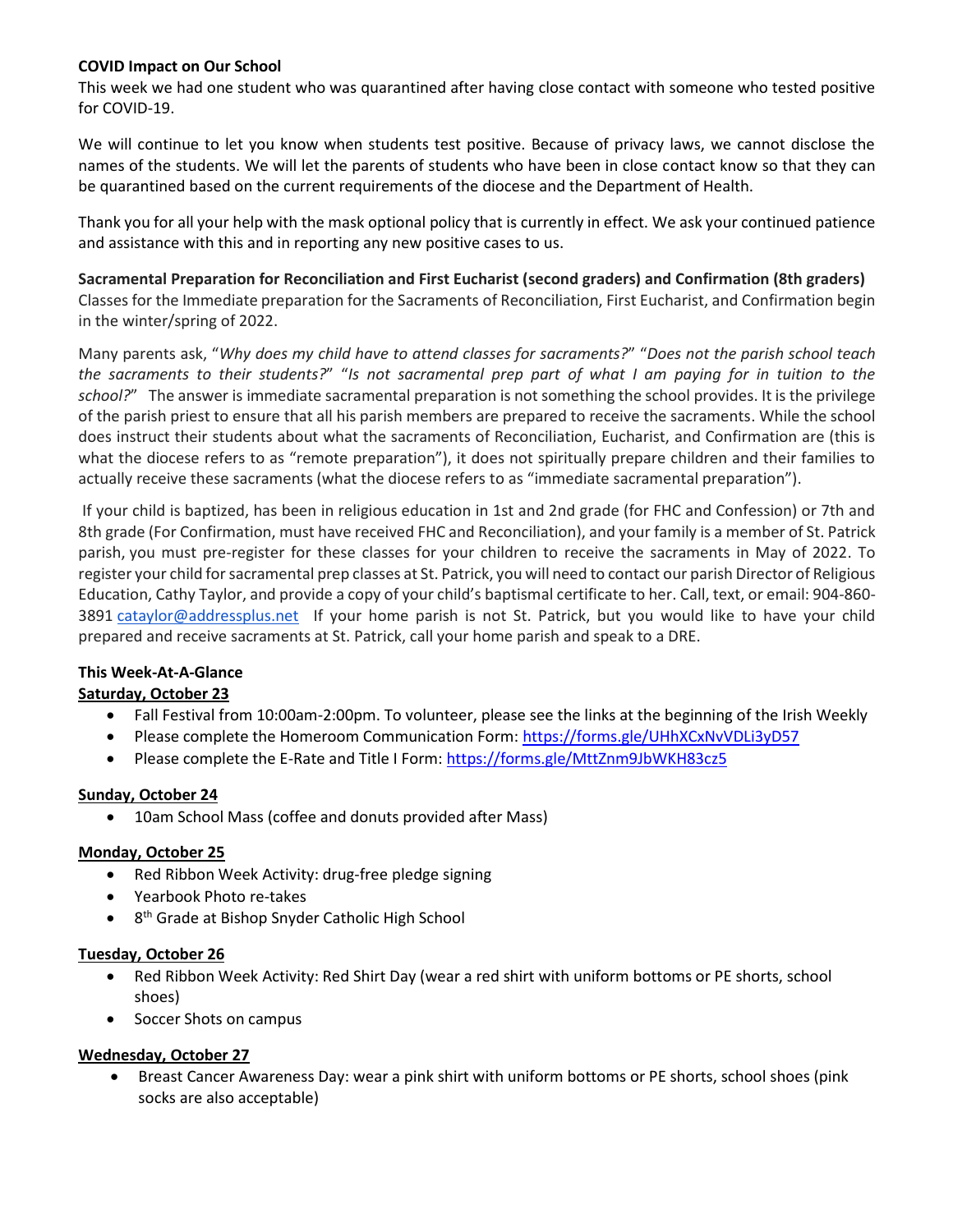**COVID Impact on Our School**

This week we had one student who was quarantined after having close contact with someone who tested positive for COVID-19.

We will continue to let you know when students test positive. Because of privacy laws, we cannot disclose the names of the students. We will let the parents of students who have been in close contact know so that they can be quarantined based on the current requirements of the diocese and the Department of Health.

Thank you for all your help with the mask optional policy that is currently in effect. We ask your continued patience and assistance with this and in reporting any new positive cases to us.

**Sacramental Preparation for Reconciliation and First Eucharist (second graders) and Confirmation (8th graders)**

Classes for the Immediate preparation for the Sacraments of Reconciliation, First Eucharist, and Confirmation begin in the winter/spring of 2022.

Many parents ask, "*Why does my child have to attend classes for sacraments?*" "*Does not the parish school teach the sacraments to their students?*" "*Is not sacramental prep part of what I am paying for in tuition to the school?*" The answer is immediate sacramental preparation is not something the school provides. It is the privilege of the parish priest to ensure that all his parish members are prepared to receive the sacraments. While the school does instruct their students about what the sacraments of Reconciliation, Eucharist, and Confirmation are (this is what the diocese refers to as "remote preparation"), it does not spiritually prepare children and their families to actually receive these sacraments (what the diocese refers to as "immediate sacramental preparation").

If your child is baptized, has been in religious education in 1st and 2nd grade (for FHC and Confession) or 7th and 8th grade (For Confirmation, must have received FHC and Reconciliation), and your family is a member of St. Patrick parish, you must pre-register for these classes for your children to receive the sacraments in May of 2022. To register your child for sacramental prep classes at St. Patrick, you will need to contact our parish Director of Religious Education, Cathy Taylor, and provide a copy of your child's baptismal certificate to her. Call, text, or email: 904-860-3891 cataylor@addressplus.net If your home parish is not St. Patrick, but you would like to have your child prepared and receive sacraments at St. Patrick, call your home parish and speak to a DRE.

**This Week-At-A-Glance**

**Saturday, October 23**

- Fall Festival from 10:00am-2:00pm. To volunteer, please see the links at the beginning of the Irish Weekly
- Please complete the Homeroom Communication Form: https://forms.gle/UHhXCxNvVDLi3yD57
- Please complete the E-Rate and Title I Form: https://forms.gle/MttZnm9JbWKH83cz5

**Sunday, October 24**

- 10am School Mass (coffee and donuts provided after Mass)

**Monday, October 25**

- Red Ribbon Week Activity: drug-free pledge signing
- Yearbook Photo re-takes
- 8th Grade at Bishop Snyder Catholic High School

**Tuesday, October 26**

- Red Ribbon Week Activity: Red Shirt Day (wear a red shirt with uniform bottoms or PE shorts, school shoes)
- Soccer Shots on campus

**Wednesday, October 27**

- Breast Cancer Awareness Day: wear a pink shirt with uniform bottoms or PE shorts, school shoes (pink socks are also acceptable)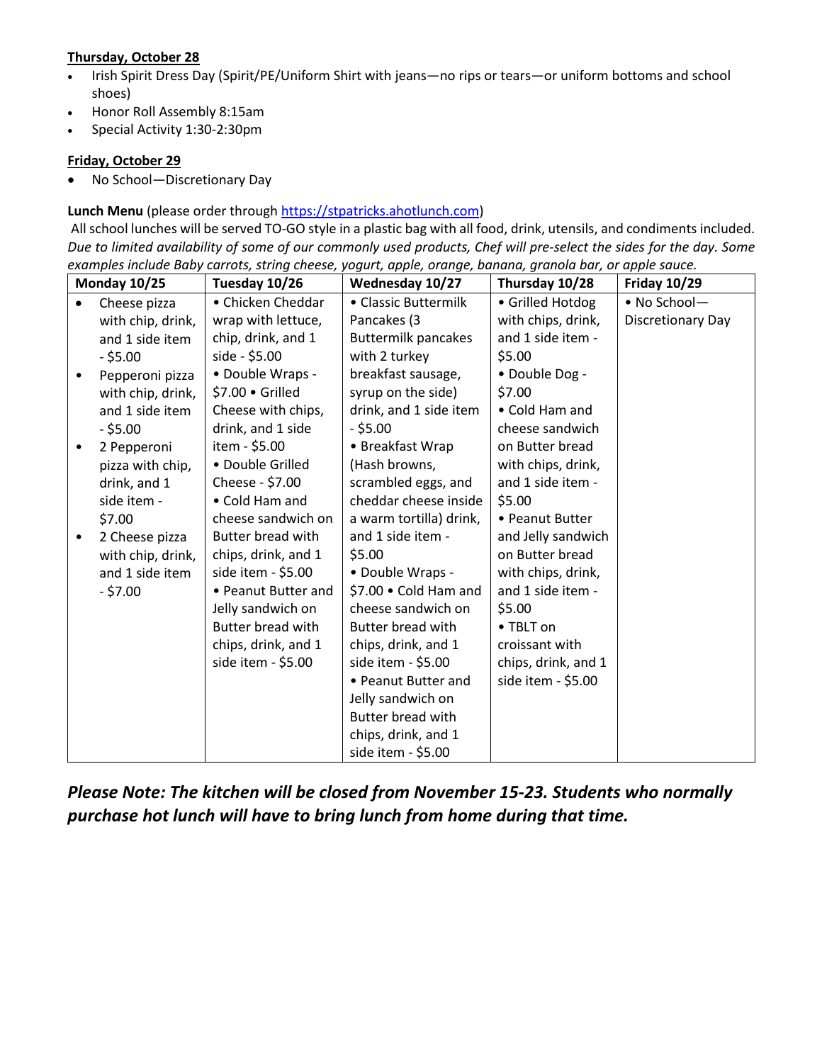**Thursday, October 28**

- Irish Spirit Dress Day (Spirit/PE/Uniform Shirt with jeans—no rips or tears—or uniform bottoms and school shoes)
- Honor Roll Assembly 8:15am
- Special Activity 1:30-2:30pm

**Friday, October 29**

- No School—Discretionary Day

**Lunch Menu** (please order through https://stpatricks.ahotlunch.com)

All school lunches will be served TO-GO style in a plastic bag with all food, drink, utensils, and condiments included. *Due to limited availability of some of our commonly used products, Chef will pre-select the sides for the day. Some examples include Baby carrots, string cheese, yogurt, apple, orange, banana, granola bar, or apple sauce.*

| Monday 10/25 | Tuesday 10/26 | Wednesday 10/27 | Thursday 10/28 | Friday 10/29 |
|---|---|---|---|---|
| • Cheese pizza with chip, drink, and 1 side item - $5.00<br>• Pepperoni pizza with chip, drink, and 1 side item - $5.00<br>• 2 Pepperoni pizza with chip, drink, and 1 side item - $7.00<br>• 2 Cheese pizza with chip, drink, and 1 side item - $7.00 | • Chicken Cheddar wrap with lettuce, chip, drink, and 1 side - $5.00<br>• Double Wraps - $7.00 • Grilled Cheese with chips, drink, and 1 side item - $5.00<br>• Double Grilled Cheese - $7.00<br>• Cold Ham and cheese sandwich on Butter bread with chips, drink, and 1 side item - $5.00<br>• Peanut Butter and Jelly sandwich on Butter bread with chips, drink, and 1 side item - $5.00 | • Classic Buttermilk Pancakes (3 Buttermilk pancakes with 2 turkey breakfast sausage, syrup on the side) drink, and 1 side item - $5.00<br>• Breakfast Wrap (Hash browns, scrambled eggs, and cheddar cheese inside a warm tortilla) drink, and 1 side item - $5.00<br>• Double Wraps - $7.00 • Cold Ham and cheese sandwich on Butter bread with chips, drink, and 1 side item - $5.00<br>• Peanut Butter and Jelly sandwich on Butter bread with chips, drink, and 1 side item - $5.00 | • Grilled Hotdog with chips, drink, and 1 side item - $5.00<br>• Double Dog - $7.00<br>• Cold Ham and cheese sandwich on Butter bread with chips, drink, and 1 side item - $5.00<br>• Peanut Butter and Jelly sandwich on Butter bread with chips, drink, and 1 side item - $5.00<br>• TBLT on croissant with chips, drink, and 1 side item - $5.00 | • No School—Discretionary Day |

***Please Note: The kitchen will be closed from November 15-23. Students who normally purchase hot lunch will have to bring lunch from home during that time.***